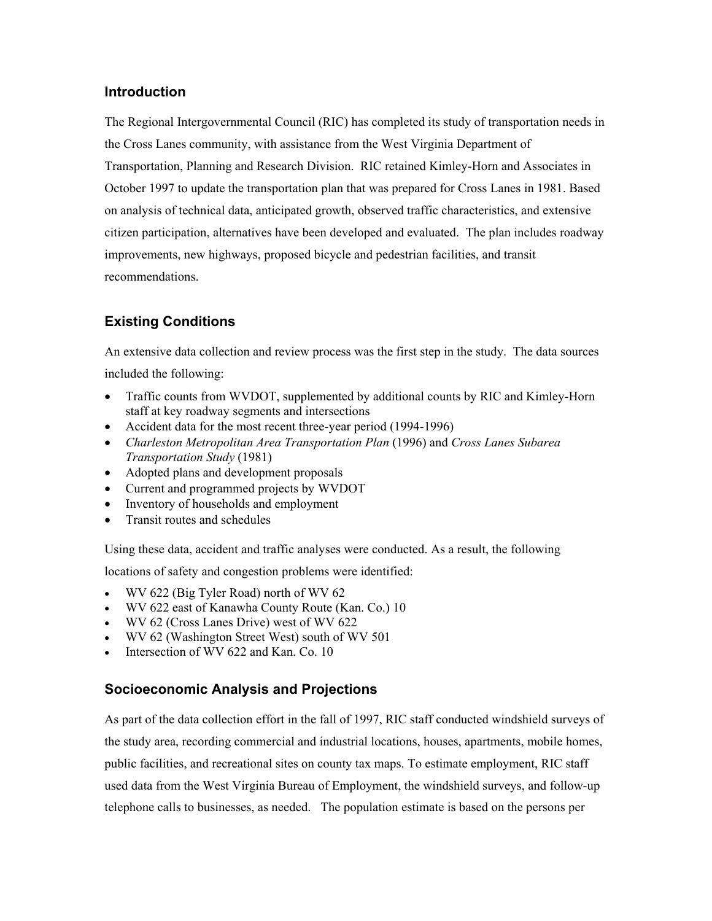## Introduction

The Regional Intergovernmental Council (RIC) has completed its study of transportation needs in the Cross Lanes community, with assistance from the West Virginia Department of Transportation, Planning and Research Division. RIC retained Kimley-Horn and Associates in October 1997 to update the transportation plan that was prepared for Cross Lanes in 1981. Based on analysis of technical data, anticipated growth, observed traffic characteristics, and extensive citizen participation, alternatives have been developed and evaluated. The plan includes roadway improvements, new highways, proposed bicycle and pedestrian facilities, and transit recommendations.

## Existing Conditions

An extensive data collection and review process was the first step in the study. The data sources included the following:

- Traffic counts from WVDOT, supplemented by additional counts by RIC and Kimley-Horn staff at key roadway segments and intersections
- Accident data for the most recent three-year period (1994-1996)
- *Charleston Metropolitan Area Transportation Plan* (1996) and *Cross Lanes Subarea Transportation Study* (1981)
- Adopted plans and development proposals
- Current and programmed projects by WVDOT
- Inventory of households and employment
- Transit routes and schedules

Using these data, accident and traffic analyses were conducted. As a result, the following locations of safety and congestion problems were identified:

- WV 622 (Big Tyler Road) north of WV 62
- WV 622 east of Kanawha County Route (Kan. Co.) 10
- WV 62 (Cross Lanes Drive) west of WV 622
- WV 62 (Washington Street West) south of WV 501
- Intersection of WV 622 and Kan. Co. 10

## Socioeconomic Analysis and Projections

As part of the data collection effort in the fall of 1997, RIC staff conducted windshield surveys of the study area, recording commercial and industrial locations, houses, apartments, mobile homes, public facilities, and recreational sites on county tax maps. To estimate employment, RIC staff used data from the West Virginia Bureau of Employment, the windshield surveys, and follow-up telephone calls to businesses, as needed. The population estimate is based on the persons per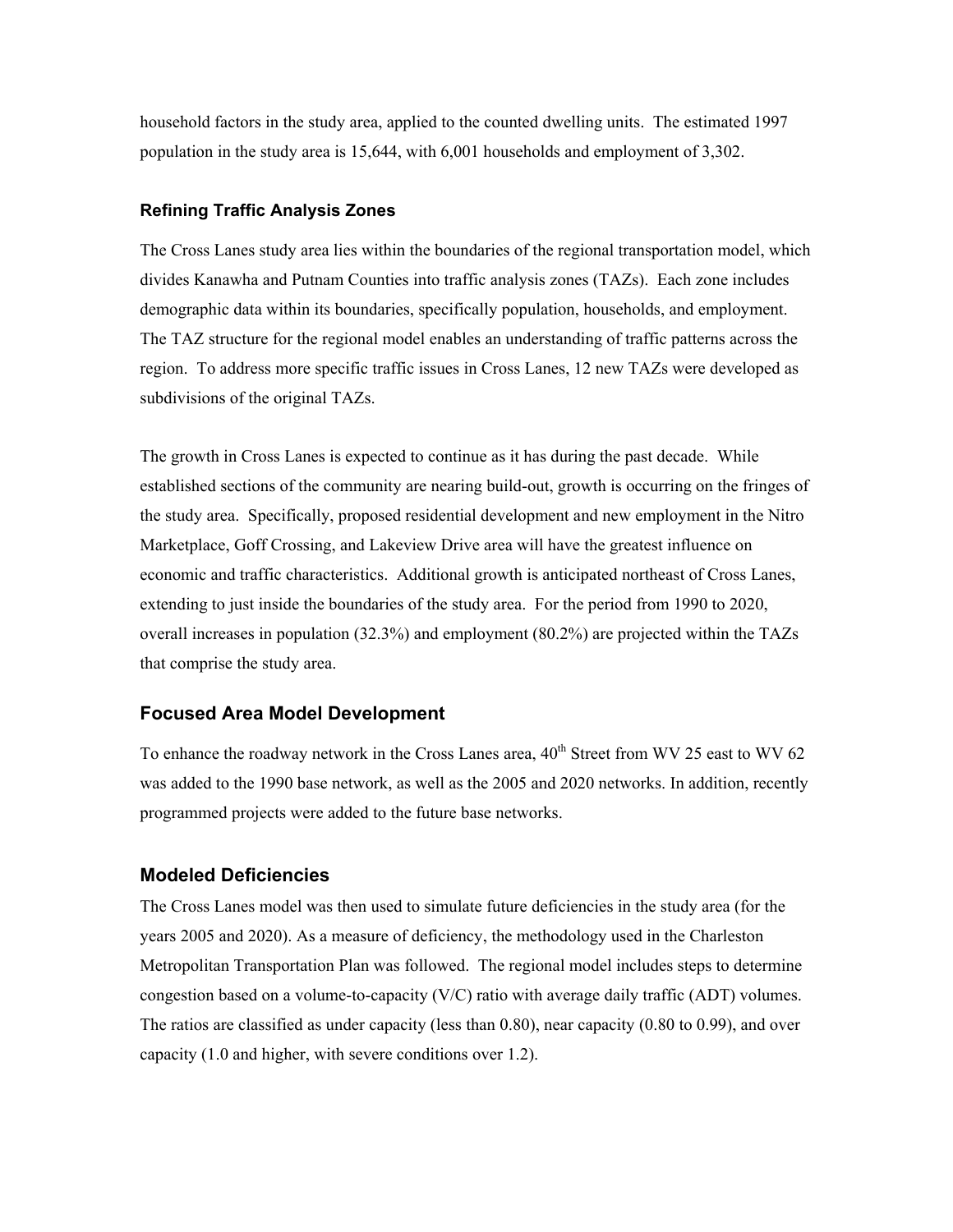household factors in the study area, applied to the counted dwelling units. The estimated 1997 population in the study area is 15,644, with 6,001 households and employment of 3,302.

### Refining Traffic Analysis Zones

The Cross Lanes study area lies within the boundaries of the regional transportation model, which divides Kanawha and Putnam Counties into traffic analysis zones (TAZs). Each zone includes demographic data within its boundaries, specifically population, households, and employment. The TAZ structure for the regional model enables an understanding of traffic patterns across the region. To address more specific traffic issues in Cross Lanes, 12 new TAZs were developed as subdivisions of the original TAZs.

The growth in Cross Lanes is expected to continue as it has during the past decade. While established sections of the community are nearing build-out, growth is occurring on the fringes of the study area. Specifically, proposed residential development and new employment in the Nitro Marketplace, Goff Crossing, and Lakeview Drive area will have the greatest influence on economic and traffic characteristics. Additional growth is anticipated northeast of Cross Lanes, extending to just inside the boundaries of the study area. For the period from 1990 to 2020, overall increases in population (32.3%) and employment (80.2%) are projected within the TAZs that comprise the study area.

## Focused Area Model Development

To enhance the roadway network in the Cross Lanes area, 40th Street from WV 25 east to WV 62 was added to the 1990 base network, as well as the 2005 and 2020 networks. In addition, recently programmed projects were added to the future base networks.

## Modeled Deficiencies

The Cross Lanes model was then used to simulate future deficiencies in the study area (for the years 2005 and 2020). As a measure of deficiency, the methodology used in the Charleston Metropolitan Transportation Plan was followed. The regional model includes steps to determine congestion based on a volume-to-capacity (V/C) ratio with average daily traffic (ADT) volumes. The ratios are classified as under capacity (less than 0.80), near capacity (0.80 to 0.99), and over capacity (1.0 and higher, with severe conditions over 1.2).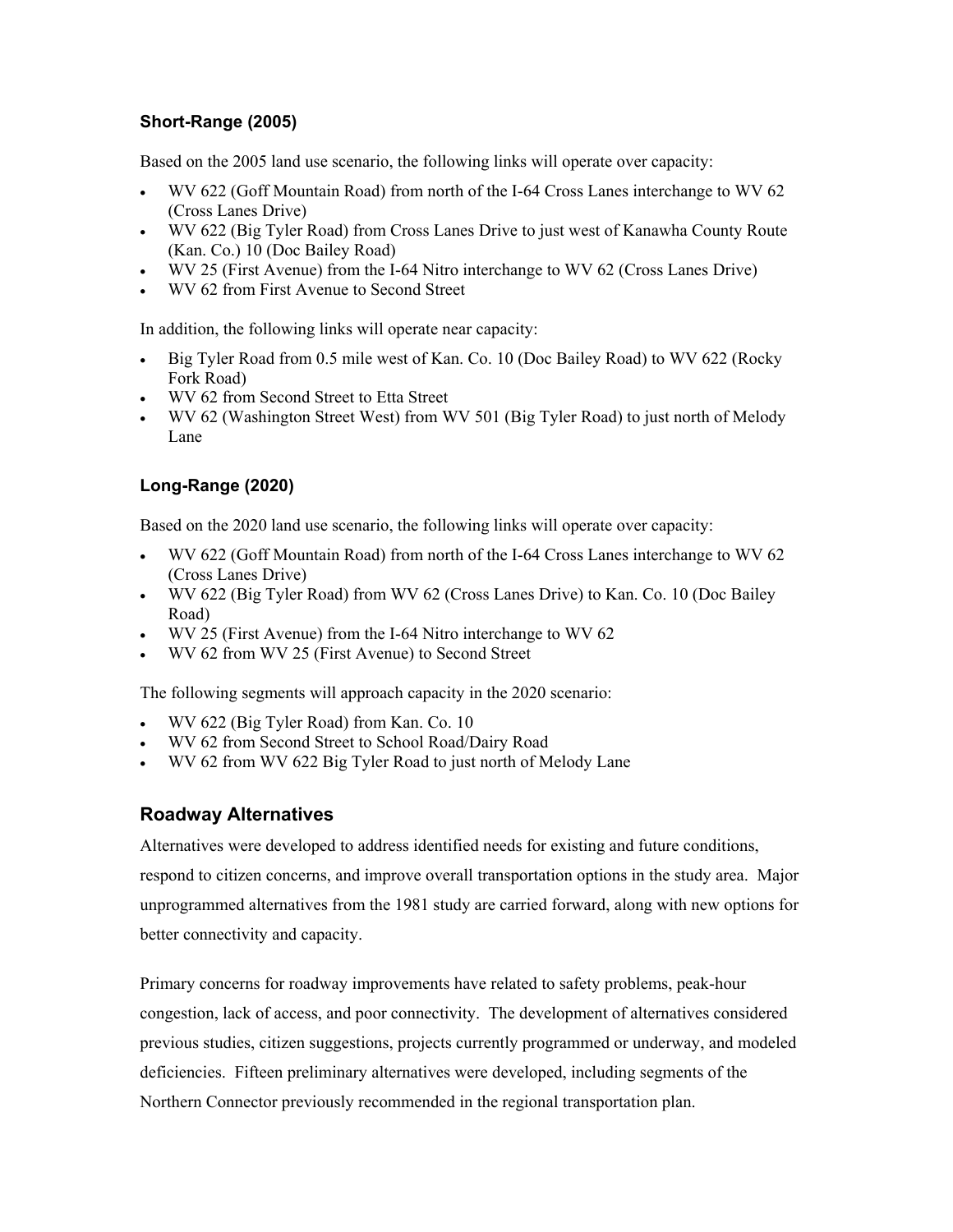### Short-Range (2005)

Based on the 2005 land use scenario, the following links will operate over capacity:

- WV 622 (Goff Mountain Road) from north of the I-64 Cross Lanes interchange to WV 62 (Cross Lanes Drive)
- WV 622 (Big Tyler Road) from Cross Lanes Drive to just west of Kanawha County Route (Kan. Co.) 10 (Doc Bailey Road)
- WV 25 (First Avenue) from the I-64 Nitro interchange to WV 62 (Cross Lanes Drive)
- WV 62 from First Avenue to Second Street

In addition, the following links will operate near capacity:

- Big Tyler Road from 0.5 mile west of Kan. Co. 10 (Doc Bailey Road) to WV 622 (Rocky Fork Road)
- WV 62 from Second Street to Etta Street
- WV 62 (Washington Street West) from WV 501 (Big Tyler Road) to just north of Melody Lane

### Long-Range (2020)

Based on the 2020 land use scenario, the following links will operate over capacity:

- WV 622 (Goff Mountain Road) from north of the I-64 Cross Lanes interchange to WV 62 (Cross Lanes Drive)
- WV 622 (Big Tyler Road) from WV 62 (Cross Lanes Drive) to Kan. Co. 10 (Doc Bailey Road)
- WV 25 (First Avenue) from the I-64 Nitro interchange to WV 62
- WV 62 from WV 25 (First Avenue) to Second Street

The following segments will approach capacity in the 2020 scenario:

- WV 622 (Big Tyler Road) from Kan. Co. 10
- WV 62 from Second Street to School Road/Dairy Road
- WV 62 from WV 622 Big Tyler Road to just north of Melody Lane

## Roadway Alternatives

Alternatives were developed to address identified needs for existing and future conditions, respond to citizen concerns, and improve overall transportation options in the study area. Major unprogrammed alternatives from the 1981 study are carried forward, along with new options for better connectivity and capacity.

Primary concerns for roadway improvements have related to safety problems, peak-hour congestion, lack of access, and poor connectivity. The development of alternatives considered previous studies, citizen suggestions, projects currently programmed or underway, and modeled deficiencies. Fifteen preliminary alternatives were developed, including segments of the Northern Connector previously recommended in the regional transportation plan.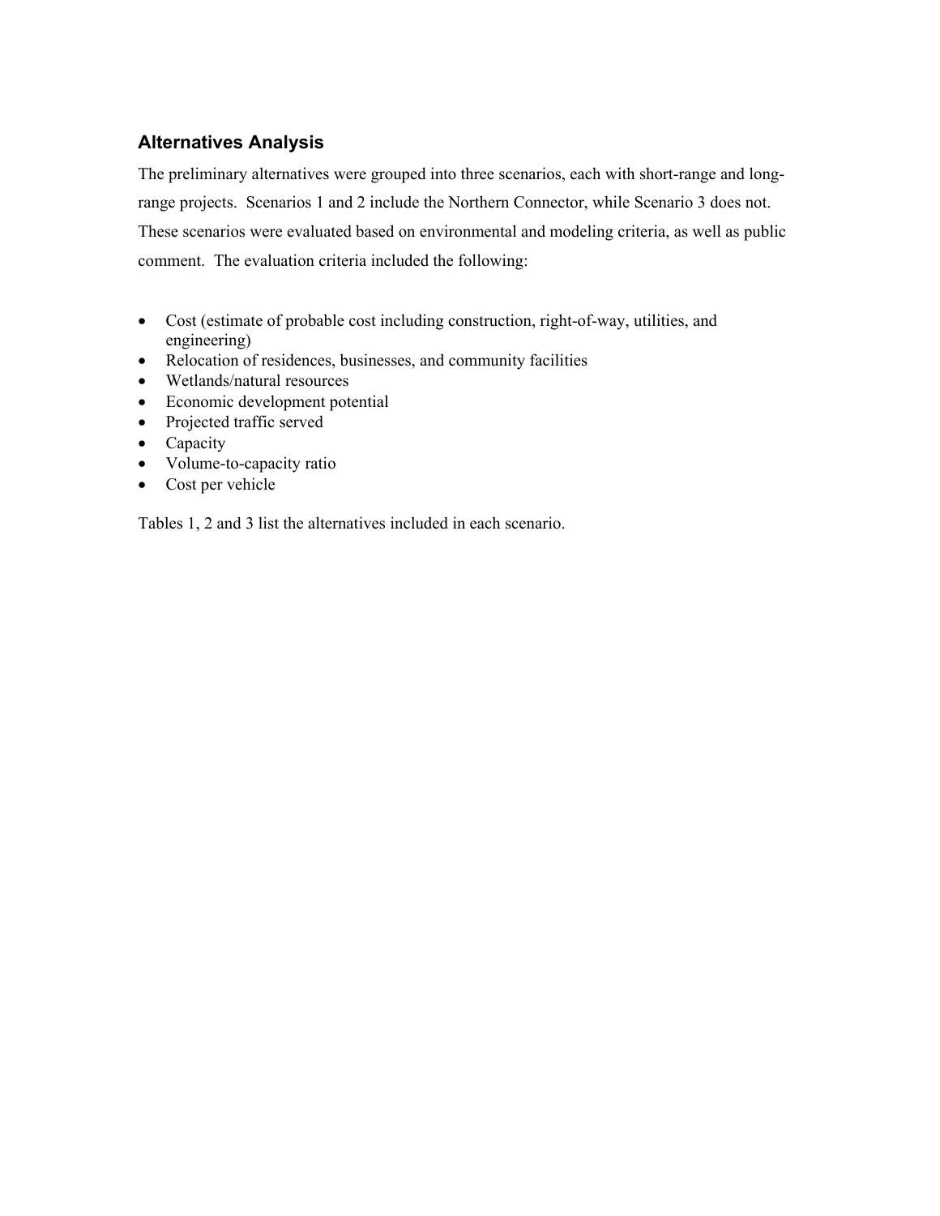## Alternatives Analysis

The preliminary alternatives were grouped into three scenarios, each with short-range and long-range projects. Scenarios 1 and 2 include the Northern Connector, while Scenario 3 does not. These scenarios were evaluated based on environmental and modeling criteria, as well as public comment. The evaluation criteria included the following:

- Cost (estimate of probable cost including construction, right-of-way, utilities, and engineering)
- Relocation of residences, businesses, and community facilities
- Wetlands/natural resources
- Economic development potential
- Projected traffic served
- Capacity
- Volume-to-capacity ratio
- Cost per vehicle

Tables 1, 2 and 3 list the alternatives included in each scenario.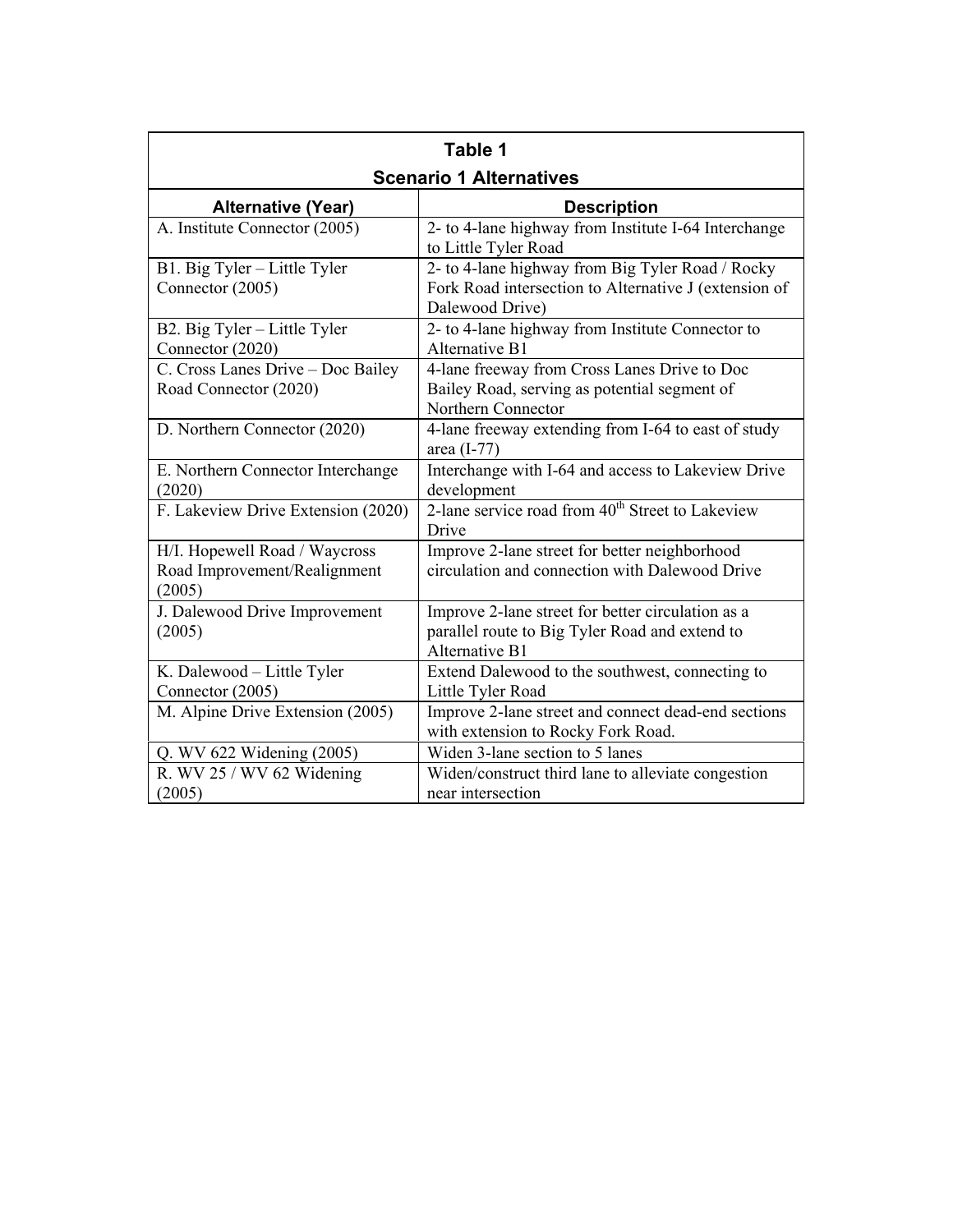**Table 1**

**Scenario 1 Alternatives**

| Alternative (Year) | Description |
|---|---|
| A. Institute Connector (2005) | 2- to 4-lane highway from Institute I-64 Interchange to Little Tyler Road |
| B1. Big Tyler – Little Tyler Connector (2005) | 2- to 4-lane highway from Big Tyler Road / Rocky Fork Road intersection to Alternative J (extension of Dalewood Drive) |
| B2. Big Tyler – Little Tyler Connector (2020) | 2- to 4-lane highway from Institute Connector to Alternative B1 |
| C. Cross Lanes Drive – Doc Bailey Road Connector (2020) | 4-lane freeway from Cross Lanes Drive to Doc Bailey Road, serving as potential segment of Northern Connector |
| D. Northern Connector (2020) | 4-lane freeway extending from I-64 to east of study area (I-77) |
| E. Northern Connector Interchange (2020) | Interchange with I-64 and access to Lakeview Drive development |
| F. Lakeview Drive Extension (2020) | 2-lane service road from 40th Street to Lakeview Drive |
| H/I. Hopewell Road / Waycross Road Improvement/Realignment (2005) | Improve 2-lane street for better neighborhood circulation and connection with Dalewood Drive |
| J. Dalewood Drive Improvement (2005) | Improve 2-lane street for better circulation as a parallel route to Big Tyler Road and extend to Alternative B1 |
| K. Dalewood – Little Tyler Connector (2005) | Extend Dalewood to the southwest, connecting to Little Tyler Road |
| M. Alpine Drive Extension (2005) | Improve 2-lane street and connect dead-end sections with extension to Rocky Fork Road. |
| Q. WV 622 Widening (2005) | Widen 3-lane section to 5 lanes |
| R. WV 25 / WV 62 Widening (2005) | Widen/construct third lane to alleviate congestion near intersection |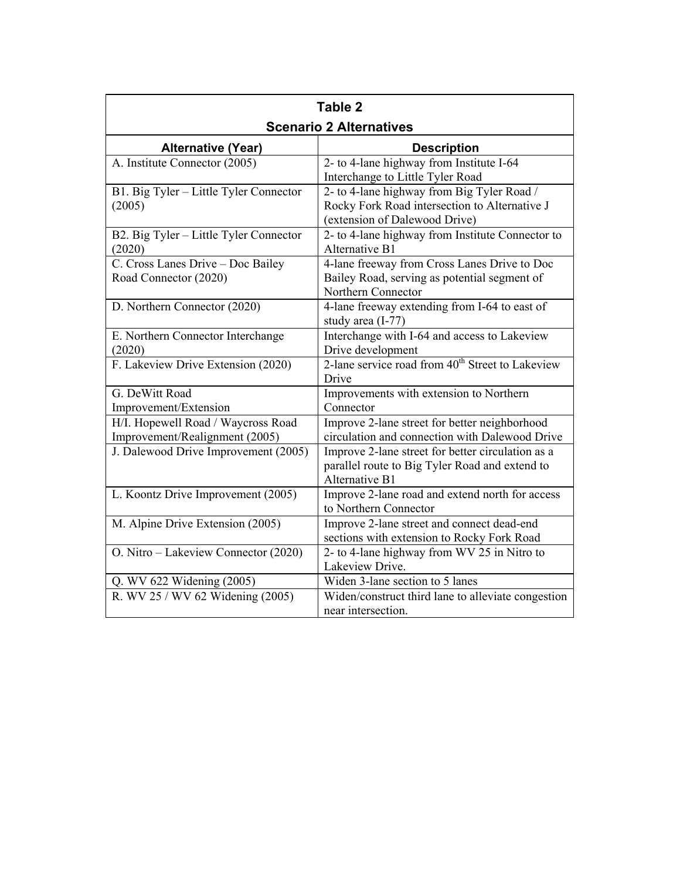**Table 2**
**Scenario 2 Alternatives**

| Alternative (Year) | Description |
|---|---|
| A. Institute Connector (2005) | 2- to 4-lane highway from Institute I-64 Interchange to Little Tyler Road |
| B1. Big Tyler – Little Tyler Connector (2005) | 2- to 4-lane highway from Big Tyler Road / Rocky Fork Road intersection to Alternative J (extension of Dalewood Drive) |
| B2. Big Tyler – Little Tyler Connector (2020) | 2- to 4-lane highway from Institute Connector to Alternative B1 |
| C. Cross Lanes Drive – Doc Bailey Road Connector (2020) | 4-lane freeway from Cross Lanes Drive to Doc Bailey Road, serving as potential segment of Northern Connector |
| D. Northern Connector (2020) | 4-lane freeway extending from I-64 to east of study area (I-77) |
| E. Northern Connector Interchange (2020) | Interchange with I-64 and access to Lakeview Drive development |
| F. Lakeview Drive Extension (2020) | 2-lane service road from 40th Street to Lakeview Drive |
| G. DeWitt Road Improvement/Extension | Improvements with extension to Northern Connector |
| H/I. Hopewell Road / Waycross Road Improvement/Realignment (2005) | Improve 2-lane street for better neighborhood circulation and connection with Dalewood Drive |
| J. Dalewood Drive Improvement (2005) | Improve 2-lane street for better circulation as a parallel route to Big Tyler Road and extend to Alternative B1 |
| L. Koontz Drive Improvement (2005) | Improve 2-lane road and extend north for access to Northern Connector |
| M. Alpine Drive Extension (2005) | Improve 2-lane street and connect dead-end sections with extension to Rocky Fork Road |
| O. Nitro – Lakeview Connector (2020) | 2- to 4-lane highway from WV 25 in Nitro to Lakeview Drive. |
| Q. WV 622 Widening (2005) | Widen 3-lane section to 5 lanes |
| R. WV 25 / WV 62 Widening (2005) | Widen/construct third lane to alleviate congestion near intersection. |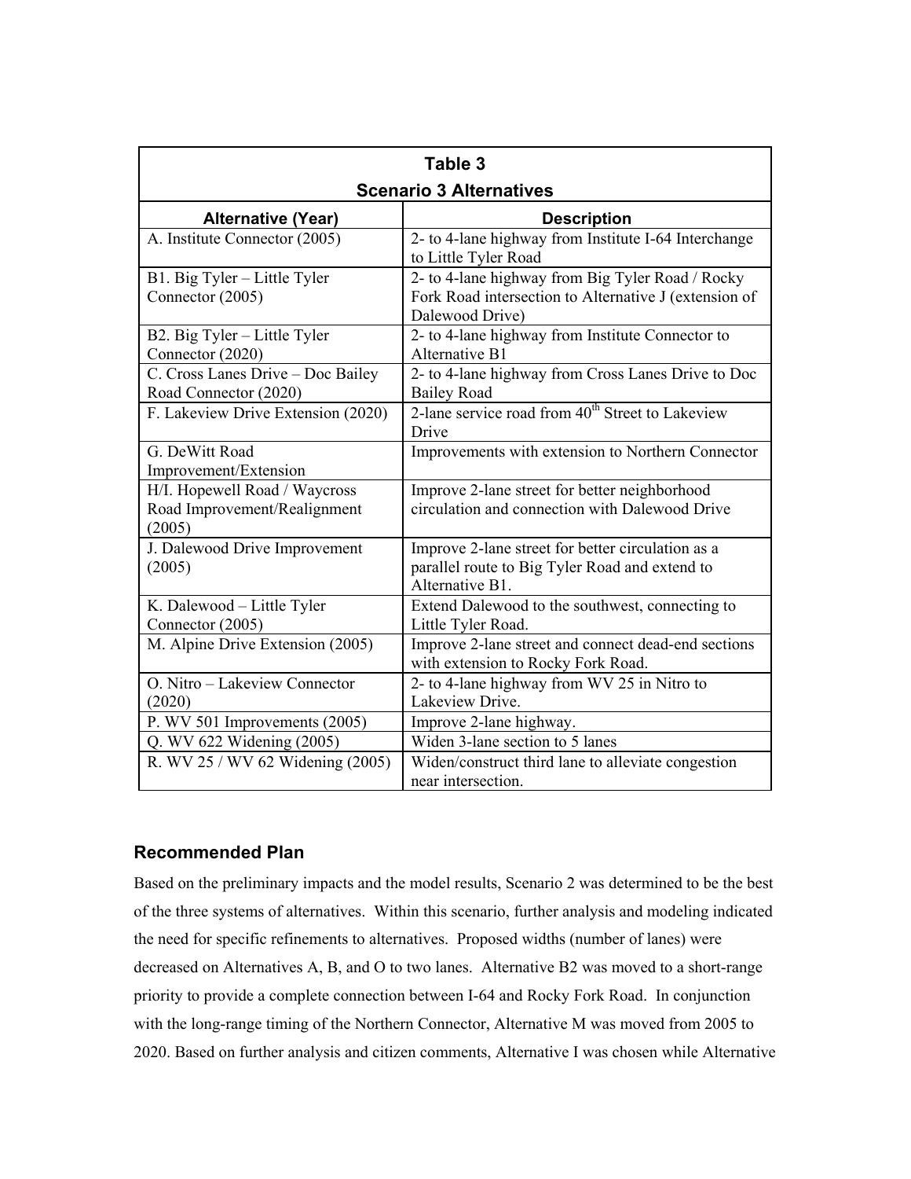| Table 3<br>Scenario 3 Alternatives | |
|---|---|
| **Alternative (Year)** | **Description** |
| A. Institute Connector (2005) | 2- to 4-lane highway from Institute I-64 Interchange to Little Tyler Road |
| B1. Big Tyler – Little Tyler Connector (2005) | 2- to 4-lane highway from Big Tyler Road / Rocky Fork Road intersection to Alternative J (extension of Dalewood Drive) |
| B2. Big Tyler – Little Tyler Connector (2020) | 2- to 4-lane highway from Institute Connector to Alternative B1 |
| C. Cross Lanes Drive – Doc Bailey Road Connector (2020) | 2- to 4-lane highway from Cross Lanes Drive to Doc Bailey Road |
| F. Lakeview Drive Extension (2020) | 2-lane service road from 40th Street to Lakeview Drive |
| G. DeWitt Road Improvement/Extension | Improvements with extension to Northern Connector |
| H/I. Hopewell Road / Waycross Road Improvement/Realignment (2005) | Improve 2-lane street for better neighborhood circulation and connection with Dalewood Drive |
| J. Dalewood Drive Improvement (2005) | Improve 2-lane street for better circulation as a parallel route to Big Tyler Road and extend to Alternative B1. |
| K. Dalewood – Little Tyler Connector (2005) | Extend Dalewood to the southwest, connecting to Little Tyler Road. |
| M. Alpine Drive Extension (2005) | Improve 2-lane street and connect dead-end sections with extension to Rocky Fork Road. |
| O. Nitro – Lakeview Connector (2020) | 2- to 4-lane highway from WV 25 in Nitro to Lakeview Drive. |
| P. WV 501 Improvements (2005) | Improve 2-lane highway. |
| Q. WV 622 Widening (2005) | Widen 3-lane section to 5 lanes |
| R. WV 25 / WV 62 Widening (2005) | Widen/construct third lane to alleviate congestion near intersection. |

## Recommended Plan

Based on the preliminary impacts and the model results, Scenario 2 was determined to be the best of the three systems of alternatives. Within this scenario, further analysis and modeling indicated the need for specific refinements to alternatives. Proposed widths (number of lanes) were decreased on Alternatives A, B, and O to two lanes. Alternative B2 was moved to a short-range priority to provide a complete connection between I-64 and Rocky Fork Road. In conjunction with the long-range timing of the Northern Connector, Alternative M was moved from 2005 to 2020. Based on further analysis and citizen comments, Alternative I was chosen while Alternative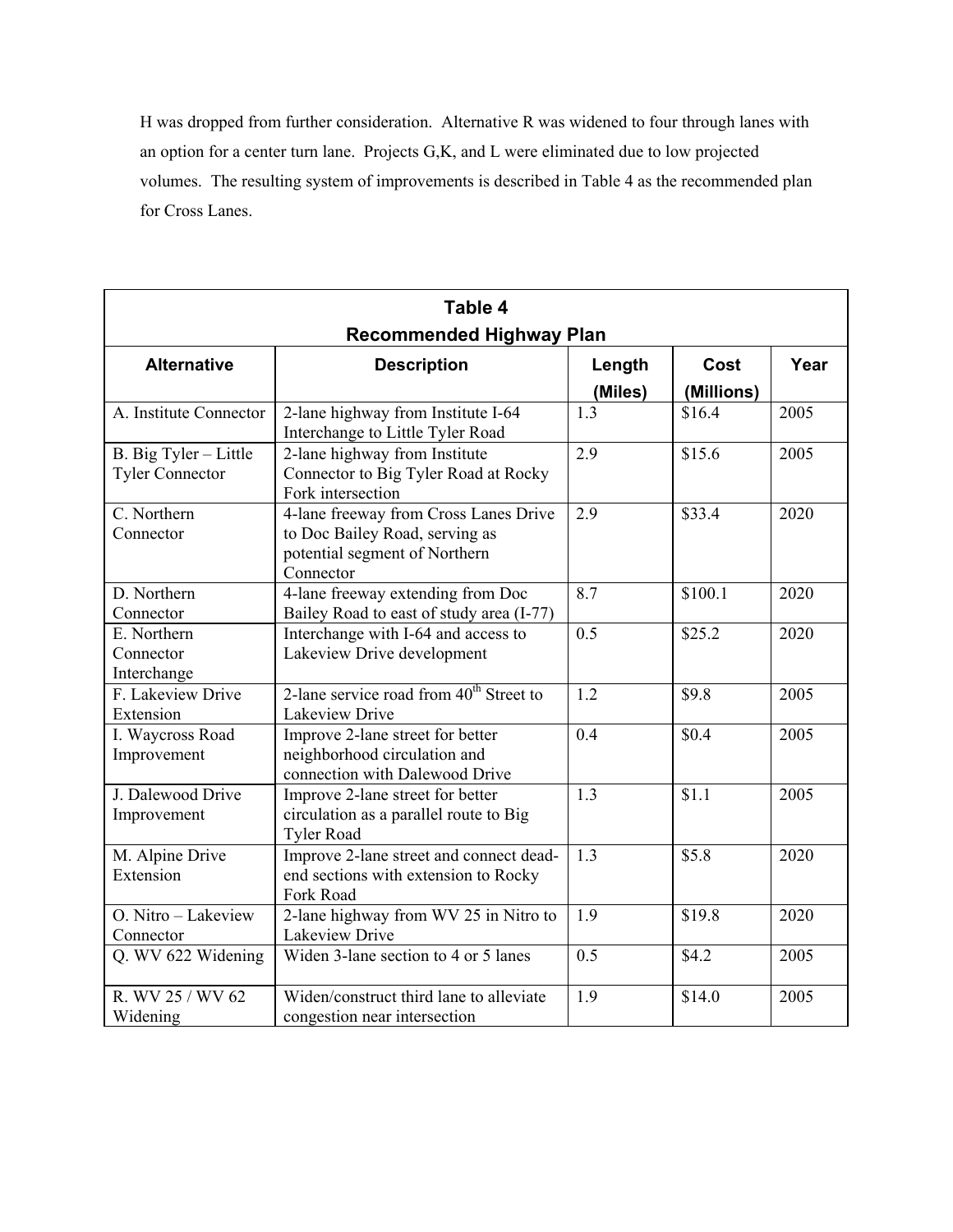H was dropped from further consideration. Alternative R was widened to four through lanes with an option for a center turn lane. Projects G,K, and L were eliminated due to low projected volumes. The resulting system of improvements is described in Table 4 as the recommended plan for Cross Lanes.

**Table 4**
**Recommended Highway Plan**

| Alternative | Description | Length (Miles) | Cost (Millions) | Year |
|---|---|---|---|---|
| A. Institute Connector | 2-lane highway from Institute I-64 Interchange to Little Tyler Road | 1.3 | $16.4 | 2005 |
| B. Big Tyler – Little Tyler Connector | 2-lane highway from Institute Connector to Big Tyler Road at Rocky Fork intersection | 2.9 | $15.6 | 2005 |
| C. Northern Connector | 4-lane freeway from Cross Lanes Drive to Doc Bailey Road, serving as potential segment of Northern Connector | 2.9 | $33.4 | 2020 |
| D. Northern Connector | 4-lane freeway extending from Doc Bailey Road to east of study area (I-77) | 8.7 | $100.1 | 2020 |
| E. Northern Connector Interchange | Interchange with I-64 and access to Lakeview Drive development | 0.5 | $25.2 | 2020 |
| F. Lakeview Drive Extension | 2-lane service road from 40th Street to Lakeview Drive | 1.2 | $9.8 | 2005 |
| I. Waycross Road Improvement | Improve 2-lane street for better neighborhood circulation and connection with Dalewood Drive | 0.4 | $0.4 | 2005 |
| J. Dalewood Drive Improvement | Improve 2-lane street for better circulation as a parallel route to Big Tyler Road | 1.3 | $1.1 | 2005 |
| M. Alpine Drive Extension | Improve 2-lane street and connect dead-end sections with extension to Rocky Fork Road | 1.3 | $5.8 | 2020 |
| O. Nitro – Lakeview Connector | 2-lane highway from WV 25 in Nitro to Lakeview Drive | 1.9 | $19.8 | 2020 |
| Q. WV 622 Widening | Widen 3-lane section to 4 or 5 lanes | 0.5 | $4.2 | 2005 |
| R. WV 25 / WV 62 Widening | Widen/construct third lane to alleviate congestion near intersection | 1.9 | $14.0 | 2005 |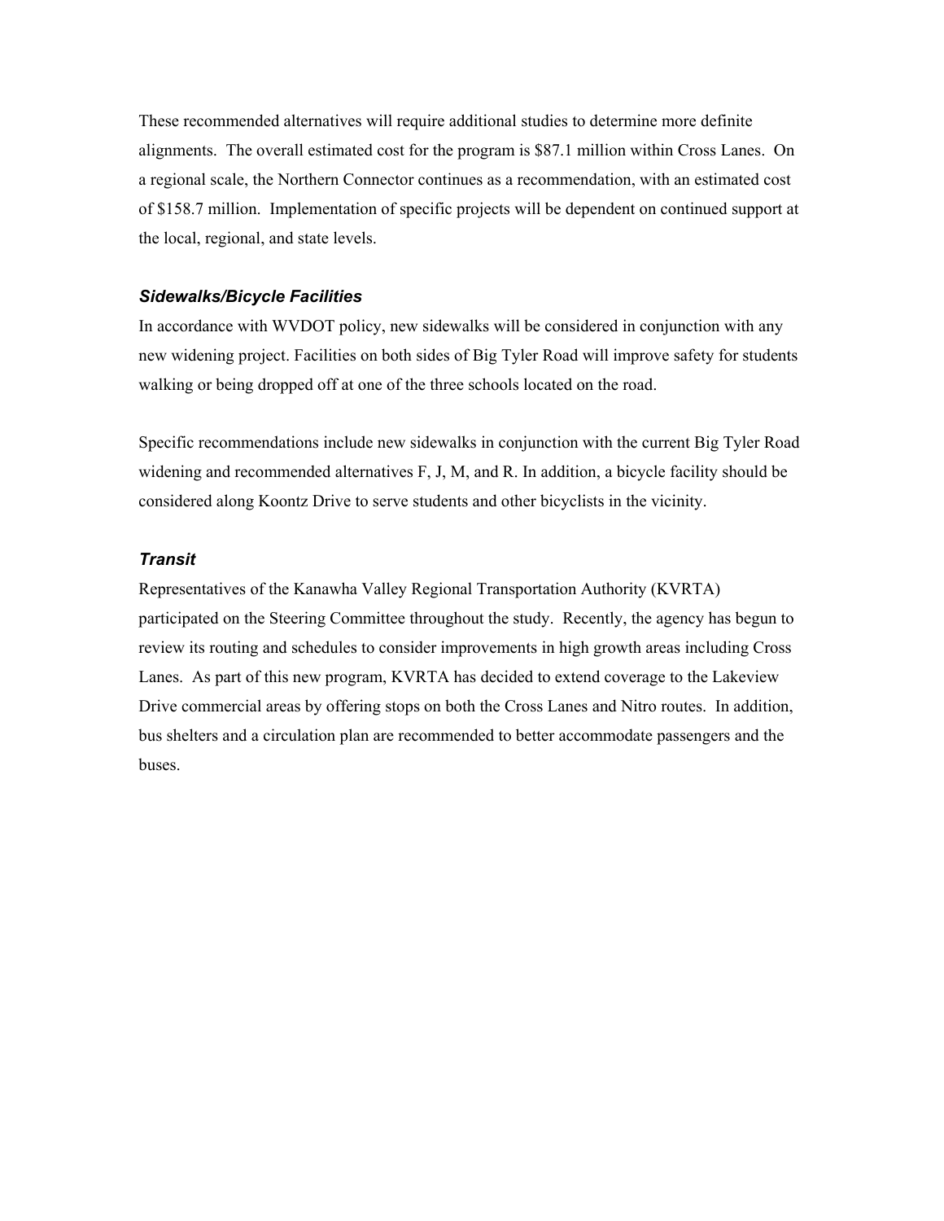These recommended alternatives will require additional studies to determine more definite alignments. The overall estimated cost for the program is $87.1 million within Cross Lanes. On a regional scale, the Northern Connector continues as a recommendation, with an estimated cost of $158.7 million. Implementation of specific projects will be dependent on continued support at the local, regional, and state levels.

### *Sidewalks/Bicycle Facilities*

In accordance with WVDOT policy, new sidewalks will be considered in conjunction with any new widening project. Facilities on both sides of Big Tyler Road will improve safety for students walking or being dropped off at one of the three schools located on the road.

Specific recommendations include new sidewalks in conjunction with the current Big Tyler Road widening and recommended alternatives F, J, M, and R. In addition, a bicycle facility should be considered along Koontz Drive to serve students and other bicyclists in the vicinity.

### *Transit*

Representatives of the Kanawha Valley Regional Transportation Authority (KVRTA) participated on the Steering Committee throughout the study. Recently, the agency has begun to review its routing and schedules to consider improvements in high growth areas including Cross Lanes. As part of this new program, KVRTA has decided to extend coverage to the Lakeview Drive commercial areas by offering stops on both the Cross Lanes and Nitro routes. In addition, bus shelters and a circulation plan are recommended to better accommodate passengers and the buses.